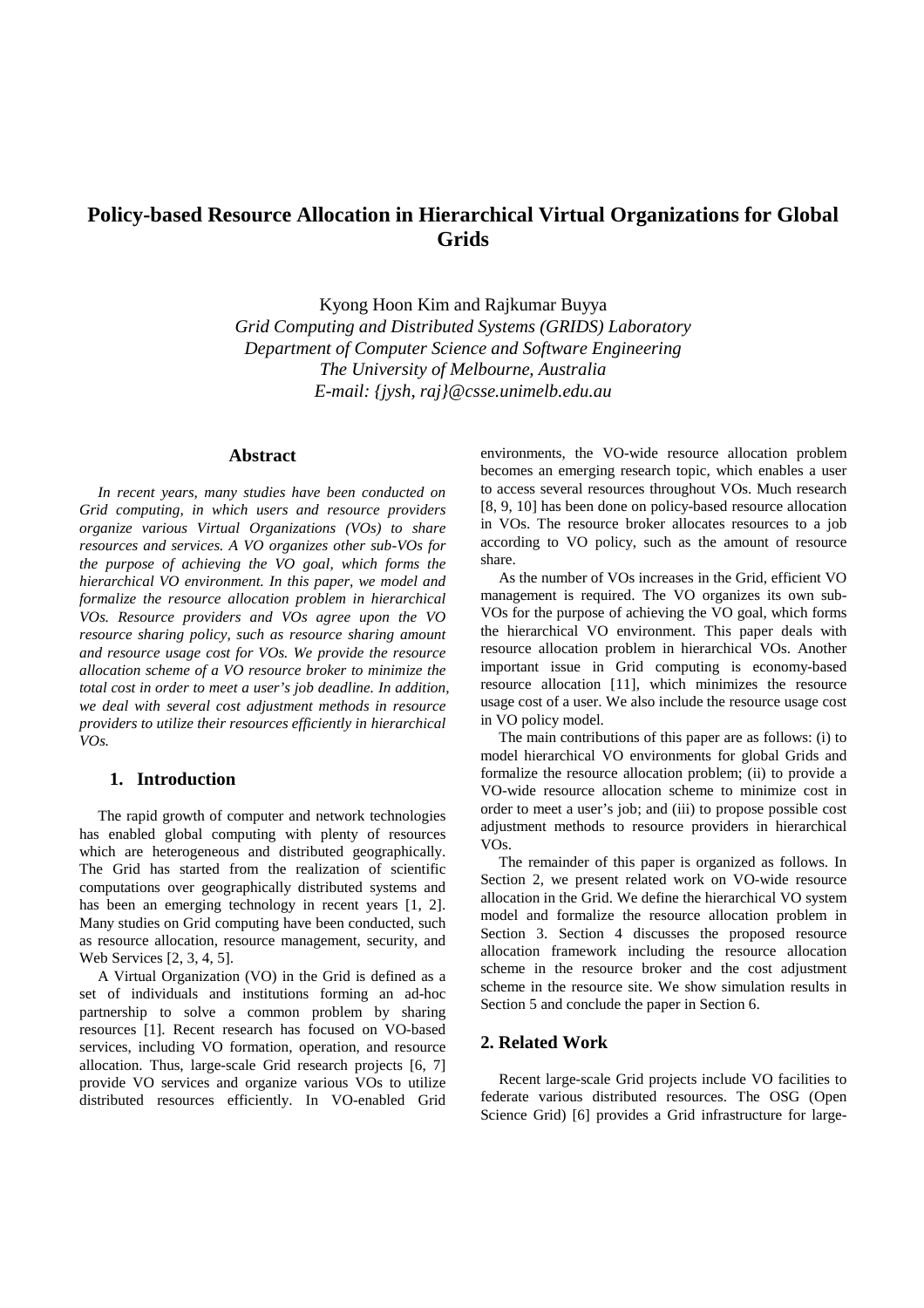# Policy-based Resource Allocation in Hierarchical Virtual Organizations for Global Grids

Kyong Hoon Kim and Rajkumar Buyya

*Grid Computing and Distributed Systems (GRIDS) Laboratory*
*Department of Computer Science and Software Engineering*
*The University of Melbourne, Australia*
*E-mail: {jysh, raj}@csse.unimelb.edu.au*

## Abstract

*In recent years, many studies have been conducted on Grid computing, in which users and resource providers organize various Virtual Organizations (VOs) to share resources and services. A VO organizes other sub-VOs for the purpose of achieving the VO goal, which forms the hierarchical VO environment. In this paper, we model and formalize the resource allocation problem in hierarchical VOs. Resource providers and VOs agree upon the VO resource sharing policy, such as resource sharing amount and resource usage cost for VOs. We provide the resource allocation scheme of a VO resource broker to minimize the total cost in order to meet a user's job deadline. In addition, we deal with several cost adjustment methods in resource providers to utilize their resources efficiently in hierarchical VOs.*

## 1. Introduction

The rapid growth of computer and network technologies has enabled global computing with plenty of resources which are heterogeneous and distributed geographically. The Grid has started from the realization of scientific computations over geographically distributed systems and has been an emerging technology in recent years [1, 2]. Many studies on Grid computing have been conducted, such as resource allocation, resource management, security, and Web Services [2, 3, 4, 5].

A Virtual Organization (VO) in the Grid is defined as a set of individuals and institutions forming an ad-hoc partnership to solve a common problem by sharing resources [1]. Recent research has focused on VO-based services, including VO formation, operation, and resource allocation. Thus, large-scale Grid research projects [6, 7] provide VO services and organize various VOs to utilize distributed resources efficiently. In VO-enabled Grid environments, the VO-wide resource allocation problem becomes an emerging research topic, which enables a user to access several resources throughout VOs. Much research [8, 9, 10] has been done on policy-based resource allocation in VOs. The resource broker allocates resources to a job according to VO policy, such as the amount of resource share.

As the number of VOs increases in the Grid, efficient VO management is required. The VO organizes its own sub-VOs for the purpose of achieving the VO goal, which forms the hierarchical VO environment. This paper deals with resource allocation problem in hierarchical VOs. Another important issue in Grid computing is economy-based resource allocation [11], which minimizes the resource usage cost of a user. We also include the resource usage cost in VO policy model.

The main contributions of this paper are as follows: (i) to model hierarchical VO environments for global Grids and formalize the resource allocation problem; (ii) to provide a VO-wide resource allocation scheme to minimize cost in order to meet a user's job; and (iii) to propose possible cost adjustment methods to resource providers in hierarchical VOs.

The remainder of this paper is organized as follows. In Section 2, we present related work on VO-wide resource allocation in the Grid. We define the hierarchical VO system model and formalize the resource allocation problem in Section 3. Section 4 discusses the proposed resource allocation framework including the resource allocation scheme in the resource broker and the cost adjustment scheme in the resource site. We show simulation results in Section 5 and conclude the paper in Section 6.

## 2. Related Work

Recent large-scale Grid projects include VO facilities to federate various distributed resources. The OSG (Open Science Grid) [6] provides a Grid infrastructure for large-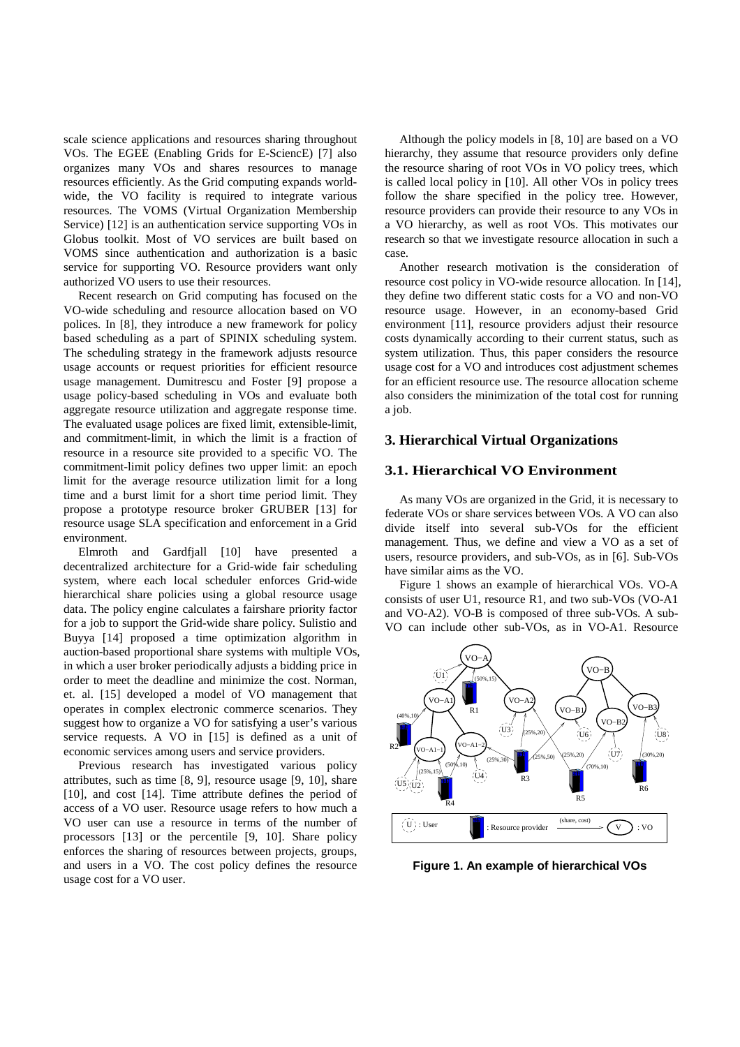scale science applications and resources sharing throughout VOs. The EGEE (Enabling Grids for E-SciencE) [7] also organizes many VOs and shares resources to manage resources efficiently. As the Grid computing expands world-wide, the VO facility is required to integrate various resources. The VOMS (Virtual Organization Membership Service) [12] is an authentication service supporting VOs in Globus toolkit. Most of VO services are built based on VOMS since authentication and authorization is a basic service for supporting VO. Resource providers want only authorized VO users to use their resources.

Recent research on Grid computing has focused on the VO-wide scheduling and resource allocation based on VO polices. In [8], they introduce a new framework for policy based scheduling as a part of SPINIX scheduling system. The scheduling strategy in the framework adjusts resource usage accounts or request priorities for efficient resource usage management. Dumitrescu and Foster [9] propose a usage policy-based scheduling in VOs and evaluate both aggregate resource utilization and aggregate response time. The evaluated usage polices are fixed limit, extensible-limit, and commitment-limit, in which the limit is a fraction of resource in a resource site provided to a specific VO. The commitment-limit policy defines two upper limit: an epoch limit for the average resource utilization limit for a long time and a burst limit for a short time period limit. They propose a prototype resource broker GRUBER [13] for resource usage SLA specification and enforcement in a Grid environment.

Elmroth and Gardfjall [10] have presented a decentralized architecture for a Grid-wide fair scheduling system, where each local scheduler enforces Grid-wide hierarchical share policies using a global resource usage data. The policy engine calculates a fairshare priority factor for a job to support the Grid-wide share policy. Sulistio and Buyya [14] proposed a time optimization algorithm in auction-based proportional share systems with multiple VOs, in which a user broker periodically adjusts a bidding price in order to meet the deadline and minimize the cost. Norman, et. al. [15] developed a model of VO management that operates in complex electronic commerce scenarios. They suggest how to organize a VO for satisfying a user's various service requests. A VO in [15] is defined as a unit of economic services among users and service providers.

Previous research has investigated various policy attributes, such as time [8, 9], resource usage [9, 10], share [10], and cost [14]. Time attribute defines the period of access of a VO user. Resource usage refers to how much a VO user can use a resource in terms of the number of processors [13] or the percentile [9, 10]. Share policy enforces the sharing of resources between projects, groups, and users in a VO. The cost policy defines the resource usage cost for a VO user.

Although the policy models in [8, 10] are based on a VO hierarchy, they assume that resource providers only define the resource sharing of root VOs in VO policy trees, which is called local policy in [10]. All other VOs in policy trees follow the share specified in the policy tree. However, resource providers can provide their resource to any VOs in a VO hierarchy, as well as root VOs. This motivates our research so that we investigate resource allocation in such a case.

Another research motivation is the consideration of resource cost policy in VO-wide resource allocation. In [14], they define two different static costs for a VO and non-VO resource usage. However, in an economy-based Grid environment [11], resource providers adjust their resource costs dynamically according to their current status, such as system utilization. Thus, this paper considers the resource usage cost for a VO and introduces cost adjustment schemes for an efficient resource use. The resource allocation scheme also considers the minimization of the total cost for running a job.

## 3. Hierarchical Virtual Organizations

### 3.1. Hierarchical VO Environment

As many VOs are organized in the Grid, it is necessary to federate VOs or share services between VOs. A VO can also divide itself into several sub-VOs for the efficient management. Thus, we define and view a VO as a set of users, resource providers, and sub-VOs, as in [6]. Sub-VOs have similar aims as the VO.

Figure 1 shows an example of hierarchical VOs. VO-A consists of user U1, resource R1, and two sub-VOs (VO-A1 and VO-A2). VO-B is composed of three sub-VOs. A sub-VO can include other sub-VOs, as in VO-A1. Resource

**Figure 1. An example of hierarchical VOs**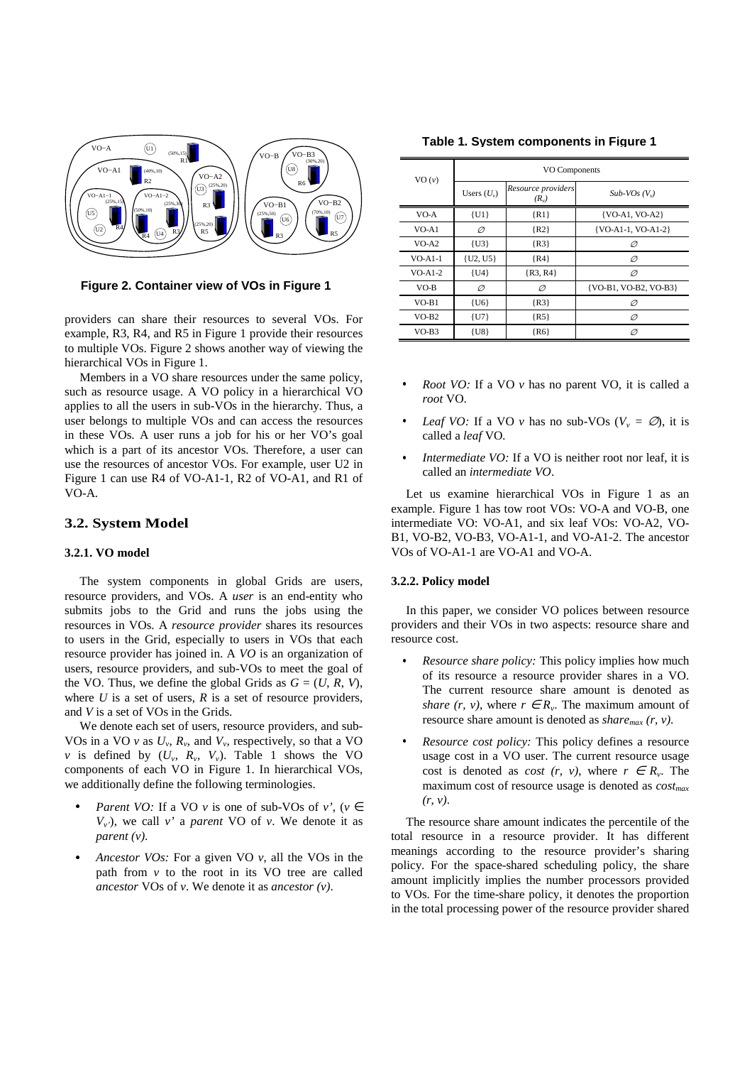Figure 2. Container view of VOs in Figure 1

providers can share their resources to several VOs. For example, R3, R4, and R5 in Figure 1 provide their resources to multiple VOs. Figure 2 shows another way of viewing the hierarchical VOs in Figure 1.

Members in a VO share resources under the same policy, such as resource usage. A VO policy in a hierarchical VO applies to all the users in sub-VOs in the hierarchy. Thus, a user belongs to multiple VOs and can access the resources in these VOs. A user runs a job for his or her VO's goal which is a part of its ancestor VOs. Therefore, a user can use the resources of ancestor VOs. For example, user U2 in Figure 1 can use R4 of VO-A1-1, R2 of VO-A1, and R1 of VO-A.

## 3.2. System Model

### 3.2.1. VO model

The system components in global Grids are users, resource providers, and VOs. A *user* is an end-entity who submits jobs to the Grid and runs the jobs using the resources in VOs. A *resource provider* shares its resources to users in the Grid, especially to users in VOs that each resource provider has joined in. A *VO* is an organization of users, resource providers, and sub-VOs to meet the goal of the VO. Thus, we define the global Grids as $G = (U, R, V)$, where $U$ is a set of users, $R$ is a set of resource providers, and $V$ is a set of VOs in the Grids.

We denote each set of users, resource providers, and sub-VOs in a VO $v$ as $U_v$, $R_v$, and $V_v$, respectively, so that a VO $v$ is defined by $(U_v, R_v, V_v)$. Table 1 shows the VO components of each VO in Figure 1. In hierarchical VOs, we additionally define the following terminologies.

- *Parent VO:* If a VO $v$ is one of sub-VOs of $v'$, ($v \in V_{v'}$), we call $v'$ a *parent* VO of $v$. We denote it as *parent (v)*.
- *Ancestor VOs:* For a given VO $v$, all the VOs in the path from $v$ to the root in its VO tree are called *ancestor* VOs of $v$. We denote it as *ancestor (v)*.

**Table 1. System components in Figure 1**

| VO ($v$) | VO Components | | |
|---|---|---|---|
| | Users ($U_v$) | *Resource providers* ($R_v$) | *Sub-VOs* ($V_v$) |
| VO-A | {U1} | {R1} | {VO-A1, VO-A2} |
| VO-A1 | ∅ | {R2} | {VO-A1-1, VO-A1-2} |
| VO-A2 | {U3} | {R3} | ∅ |
| VO-A1-1 | {U2, U5} | {R4} | ∅ |
| VO-A1-2 | {U4} | {R3, R4} | ∅ |
| VO-B | ∅ | ∅ | {VO-B1, VO-B2, VO-B3} |
| VO-B1 | {U6} | {R3} | ∅ |
| VO-B2 | {U7} | {R5} | ∅ |
| VO-B3 | {U8} | {R6} | ∅ |

- *Root VO:* If a VO $v$ has no parent VO, it is called a *root* VO.
- *Leaf VO:* If a VO $v$ has no sub-VOs ($V_v = \emptyset$), it is called a *leaf* VO.
- *Intermediate VO:* If a VO is neither root nor leaf, it is called an *intermediate VO*.

Let us examine hierarchical VOs in Figure 1 as an example. Figure 1 has tow root VOs: VO-A and VO-B, one intermediate VO: VO-A1, and six leaf VOs: VO-A2, VO-B1, VO-B2, VO-B3, VO-A1-1, and VO-A1-2. The ancestor VOs of VO-A1-1 are VO-A1 and VO-A.

### 3.2.2. Policy model

In this paper, we consider VO polices between resource providers and their VOs in two aspects: resource share and resource cost.

- *Resource share policy:* This policy implies how much of its resource a resource provider shares in a VO. The current resource share amount is denoted as *share (r, v)*, where $r \in R_v$. The maximum amount of resource share amount is denoted as $share_{max}$ *(r, v)*.
- *Resource cost policy:* This policy defines a resource usage cost in a VO user. The current resource usage cost is denoted as *cost (r, v)*, where $r \in R_v$. The maximum cost of resource usage is denoted as $cost_{max}$ *(r, v)*.

The resource share amount indicates the percentile of the total resource in a resource provider. It has different meanings according to the resource provider's sharing policy. For the space-shared scheduling policy, the share amount implicitly implies the number processors provided to VOs. For the time-share policy, it denotes the proportion in the total processing power of the resource provider shared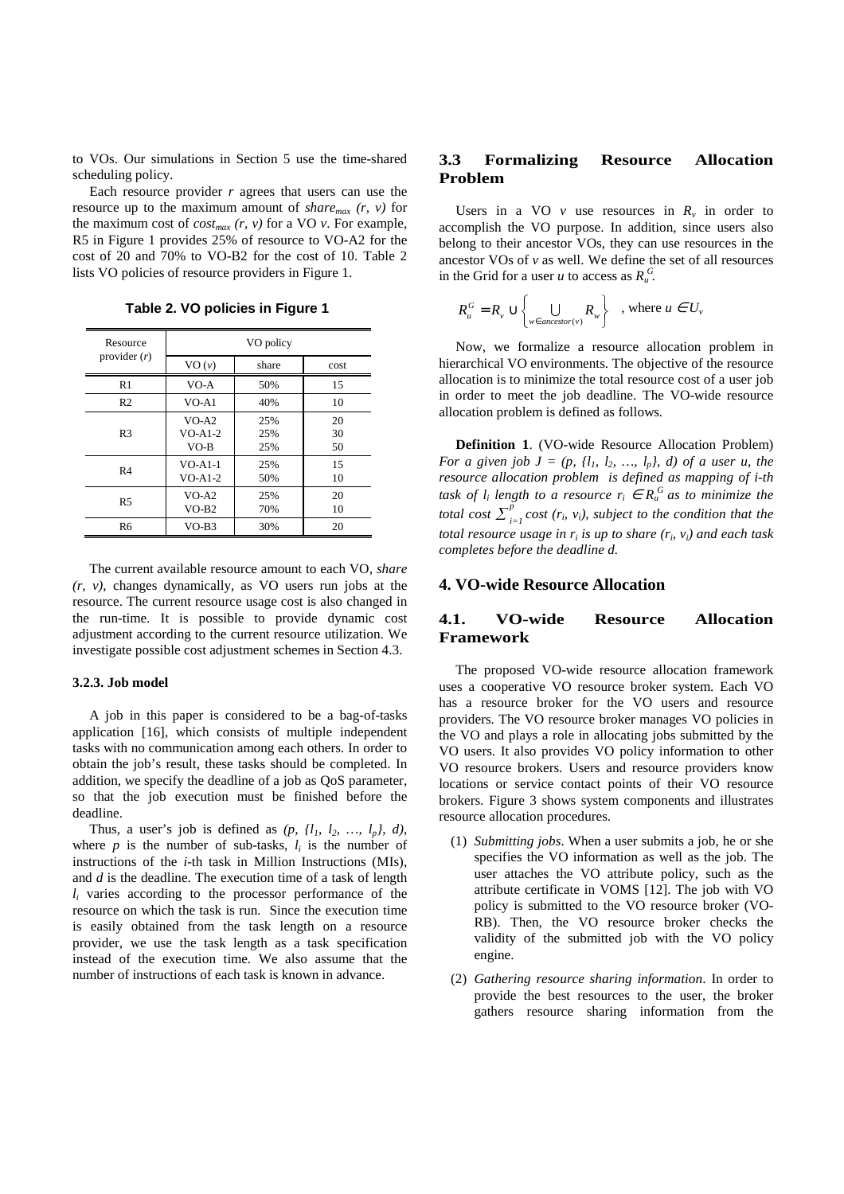to VOs. Our simulations in Section 5 use the time-shared scheduling policy.

Each resource provider $r$ agrees that users can use the resource up to the maximum amount of $share_{max}(r, v)$ for the maximum cost of $cost_{max}(r, v)$ for a VO $v$. For example, R5 in Figure 1 provides 25% of resource to VO-A2 for the cost of 20 and 70% to VO-B2 for the cost of 10. Table 2 lists VO policies of resource providers in Figure 1.

**Table 2. VO policies in Figure 1**

| Resource provider ($r$) | VO policy | | |
|---|---|---|---|
| | VO ($v$) | share | cost |
| R1 | VO-A | 50% | 15 |
| R2 | VO-A1 | 40% | 10 |
| R3 | VO-A2<br>VO-A1-2<br>VO-B | 25%<br>25%<br>25% | 20<br>30<br>50 |
| R4 | VO-A1-1<br>VO-A1-2 | 25%<br>50% | 15<br>10 |
| R5 | VO-A2<br>VO-B2 | 25%<br>70% | 20<br>10 |
| R6 | VO-B3 | 30% | 20 |

The current available resource amount to each VO, $share(r, v)$, changes dynamically, as VO users run jobs at the resource. The current resource usage cost is also changed in the run-time. It is possible to provide dynamic cost adjustment according to the current resource utilization. We investigate possible cost adjustment schemes in Section 4.3.

#### 3.2.3. Job model

A job in this paper is considered to be a bag-of-tasks application [16], which consists of multiple independent tasks with no communication among each others. In order to obtain the job's result, these tasks should be completed. In addition, we specify the deadline of a job as QoS parameter, so that the job execution must be finished before the deadline.

Thus, a user's job is defined as $(p, \{l_1, l_2, \ldots, l_p\}, d)$, where $p$ is the number of sub-tasks, $l_i$ is the number of instructions of the $i$-th task in Million Instructions (MIs), and $d$ is the deadline. The execution time of a task of length $l_i$ varies according to the processor performance of the resource on which the task is run. Since the execution time is easily obtained from the task length on a resource provider, we use the task length as a task specification instead of the execution time. We also assume that the number of instructions of each task is known in advance.

### 3.3 Formalizing Resource Allocation Problem

Users in a VO $v$ use resources in $R_v$ in order to accomplish the VO purpose. In addition, since users also belong to their ancestor VOs, they can use resources in the ancestor VOs of $v$ as well. We define the set of all resources in the Grid for a user $u$ to access as $R_u^G$.

$$R_u^G = R_v \cup \left\{ \bigcup_{w \in ancestor(v)} R_w \right\} \quad \text{, where } u \in U_v$$

Now, we formalize a resource allocation problem in hierarchical VO environments. The objective of the resource allocation is to minimize the total resource cost of a user job in order to meet the job deadline. The VO-wide resource allocation problem is defined as follows.

**Definition 1**. (VO-wide Resource Allocation Problem) *For a given job $J = (p, \{l_1, l_2, \ldots, l_p\}, d)$ of a user $u$, the resource allocation problem is defined as mapping of i-th task of $l_i$ length to a resource $r_i \in R_u^G$ as to minimize the total cost $\sum_{i=1}^{p} cost(r_i, v_i)$, subject to the condition that the total resource usage in $r_i$ is up to $share(r_i, v_i)$ and each task completes before the deadline $d$.*

## 4. VO-wide Resource Allocation

### 4.1. VO-wide Resource Allocation Framework

The proposed VO-wide resource allocation framework uses a cooperative VO resource broker system. Each VO has a resource broker for the VO users and resource providers. The VO resource broker manages VO policies in the VO and plays a role in allocating jobs submitted by the VO users. It also provides VO policy information to other VO resource brokers. Users and resource providers know locations or service contact points of their VO resource brokers. Figure 3 shows system components and illustrates resource allocation procedures.

(1) *Submitting jobs*. When a user submits a job, he or she specifies the VO information as well as the job. The user attaches the VO attribute policy, such as the attribute certificate in VOMS [12]. The job with VO policy is submitted to the VO resource broker (VO-RB). Then, the VO resource broker checks the validity of the submitted job with the VO policy engine.

(2) *Gathering resource sharing information*. In order to provide the best resources to the user, the broker gathers resource sharing information from the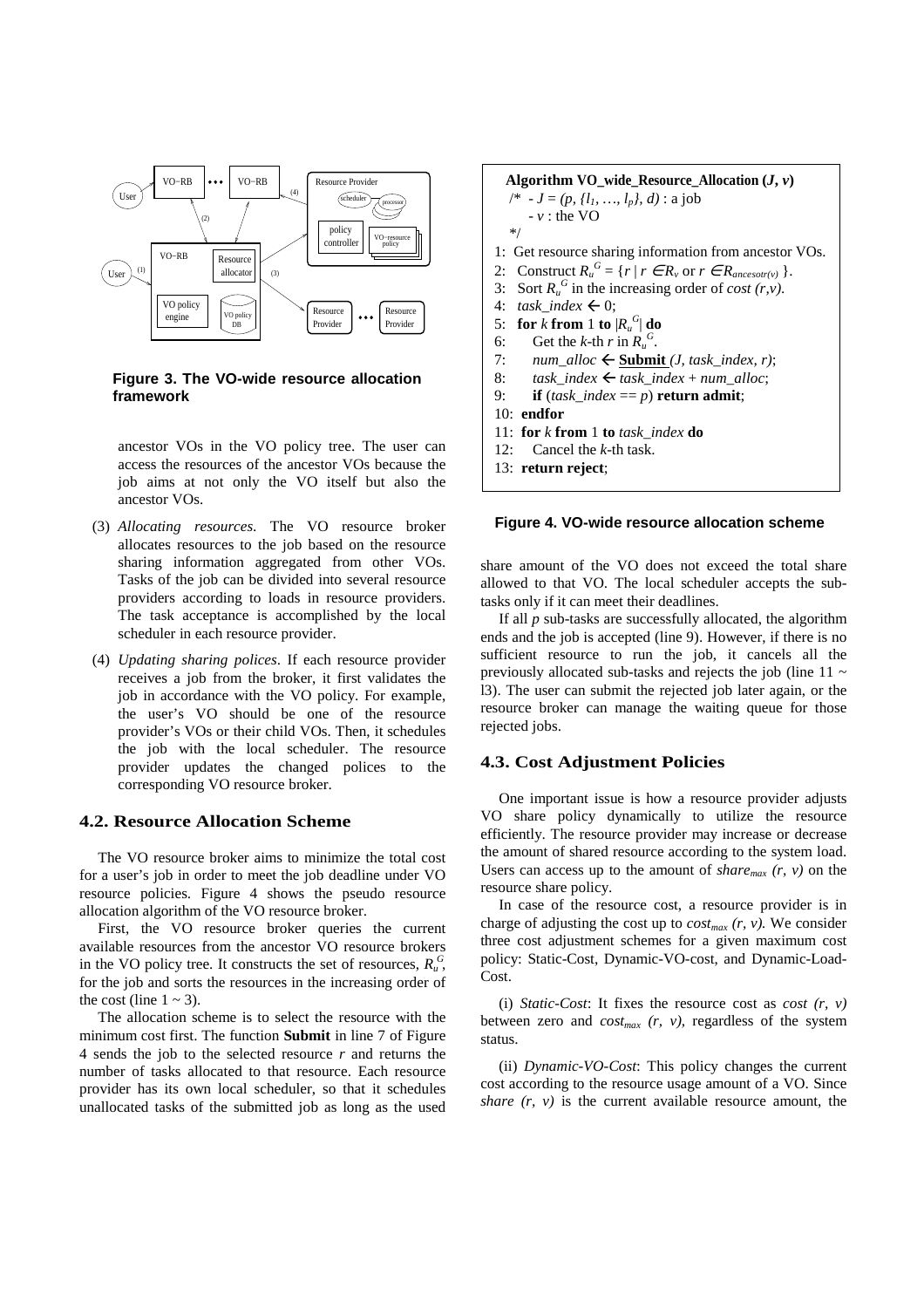Figure 3. The VO-wide resource allocation framework

ancestor VOs in the VO policy tree. The user can access the resources of the ancestor VOs because the job aims at not only the VO itself but also the ancestor VOs.

(3) *Allocating resources.* The VO resource broker allocates resources to the job based on the resource sharing information aggregated from other VOs. Tasks of the job can be divided into several resource providers according to loads in resource providers. The task acceptance is accomplished by the local scheduler in each resource provider.

(4) *Updating sharing polices*. If each resource provider receives a job from the broker, it first validates the job in accordance with the VO policy. For example, the user's VO should be one of the resource provider's VOs or their child VOs. Then, it schedules the job with the local scheduler. The resource provider updates the changed polices to the corresponding VO resource broker.

## 4.2. Resource Allocation Scheme

The VO resource broker aims to minimize the total cost for a user's job in order to meet the job deadline under VO resource policies. Figure 4 shows the pseudo resource allocation algorithm of the VO resource broker.

First, the VO resource broker queries the current available resources from the ancestor VO resource brokers in the VO policy tree. It constructs the set of resources, $R_u^G$, for the job and sorts the resources in the increasing order of the cost (line 1 ~ 3).

The allocation scheme is to select the resource with the minimum cost first. The function **Submit** in line 7 of Figure 4 sends the job to the selected resource *r* and returns the number of tasks allocated to that resource. Each resource provider has its own local scheduler, so that it schedules unallocated tasks of the submitted job as long as the used share amount of the VO does not exceed the total share allowed to that VO. The local scheduler accepts the sub-tasks only if it can meet their deadlines.

```
Algorithm VO_wide_Resource_Allocation (J, v)
 /* - J = (p, {l_1, …, l_p}, d) : a job
    - v : the VO
 */
1: Get resource sharing information from ancestor VOs.
2: Construct R_u^G = { r | r ∈ R_v or r ∈ R_ancesotr(v) }.
3: Sort R_u^G in the increasing order of cost (r,v).
4: task_index ← 0;
5: for k from 1 to |R_u^G| do
6:     Get the k-th r in R_u^G.
7:     num_alloc ← Submit (J, task_index, r);
8:     task_index ← task_index + num_alloc;
9:     if (task_index == p) return admit;
10: endfor
11: for k from 1 to task_index do
12:     Cancel the k-th task.
13: return reject;
```

Figure 4. VO-wide resource allocation scheme

If all *p* sub-tasks are successfully allocated, the algorithm ends and the job is accepted (line 9). However, if there is no sufficient resource to run the job, it cancels all the previously allocated sub-tasks and rejects the job (line 11 ~ l3). The user can submit the rejected job later again, or the resource broker can manage the waiting queue for those rejected jobs.

## 4.3. Cost Adjustment Policies

One important issue is how a resource provider adjusts VO share policy dynamically to utilize the resource efficiently. The resource provider may increase or decrease the amount of shared resource according to the system load. Users can access up to the amount of $share_{max}$ $(r, v)$ on the resource share policy.

In case of the resource cost, a resource provider is in charge of adjusting the cost up to $cost_{max}$ $(r, v)$. We consider three cost adjustment schemes for a given maximum cost policy: Static-Cost, Dynamic-VO-cost, and Dynamic-Load-Cost.

(i) *Static-Cost*: It fixes the resource cost as *cost (r, v)* between zero and $cost_{max}$ $(r, v)$, regardless of the system status.

(ii) *Dynamic-VO-Cost*: This policy changes the current cost according to the resource usage amount of a VO. Since *share (r, v)* is the current available resource amount, the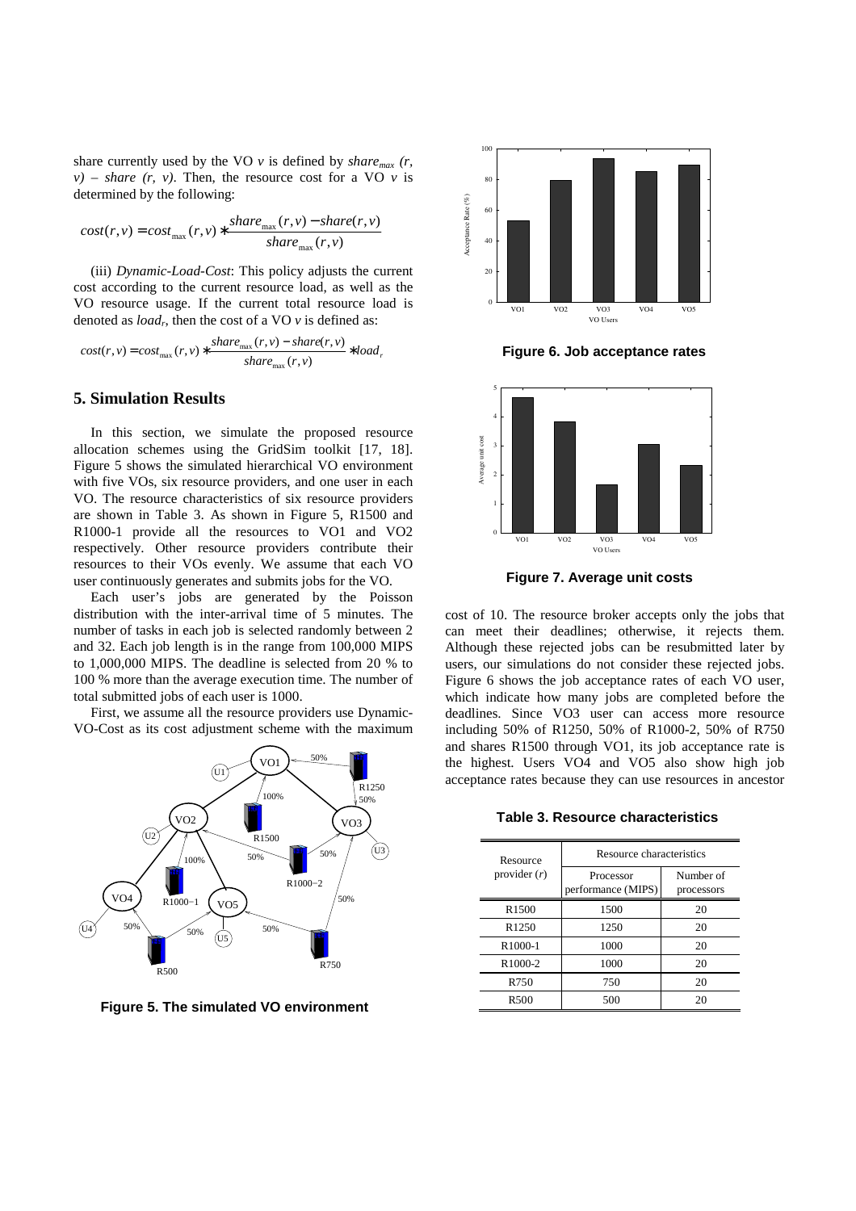share currently used by the VO $v$ is defined by $share_{max}(r, v) - share(r, v)$. Then, the resource cost for a VO $v$ is determined by the following:

$$cost(r,v) = cost_{\max}(r,v) * \frac{share_{\max}(r,v) - share(r,v)}{share_{\max}(r,v)}$$

(iii) *Dynamic-Load-Cost*: This policy adjusts the current cost according to the current resource load, as well as the VO resource usage. If the current total resource load is denoted as $load_r$, then the cost of a VO $v$ is defined as:

$$cost(r,v) = cost_{\max}(r,v) * \frac{share_{\max}(r,v) - share(r,v)}{share_{\max}(r,v)} * load_r$$

## 5. Simulation Results

In this section, we simulate the proposed resource allocation schemes using the GridSim toolkit [17, 18]. Figure 5 shows the simulated hierarchical VO environment with five VOs, six resource providers, and one user in each VO. The resource characteristics of six resource providers are shown in Table 3. As shown in Figure 5, R1500 and R1000-1 provide all the resources to VO1 and VO2 respectively. Other resource providers contribute their resources to their VOs evenly. We assume that each VO user continuously generates and submits jobs for the VO.

Each user's jobs are generated by the Poisson distribution with the inter-arrival time of 5 minutes. The number of tasks in each job is selected randomly between 2 and 32. Each job length is in the range from 100,000 MIPS to 1,000,000 MIPS. The deadline is selected from 20 % to 100 % more than the average execution time. The number of total submitted jobs of each user is 1000.

First, we assume all the resource providers use Dynamic-VO-Cost as its cost adjustment scheme with the maximum

**Figure 5. The simulated VO environment**

**Figure 6. Job acceptance rates**

**Figure 7. Average unit costs**

cost of 10. The resource broker accepts only the jobs that can meet their deadlines; otherwise, it rejects them. Although these rejected jobs can be resubmitted later by users, our simulations do not consider these rejected jobs. Figure 6 shows the job acceptance rates of each VO user, which indicate how many jobs are completed before the deadlines. Since VO3 user can access more resource including 50% of R1250, 50% of R1000-2, 50% of R750 and shares R1500 through VO1, its job acceptance rate is the highest. Users VO4 and VO5 also show high job acceptance rates because they can use resources in ancestor

**Table 3. Resource characteristics**

| Resource provider ($r$) | Resource characteristics | |
|---|---|---|
| | Processor performance (MIPS) | Number of processors |
| R1500 | 1500 | 20 |
| R1250 | 1250 | 20 |
| R1000-1 | 1000 | 20 |
| R1000-2 | 1000 | 20 |
| R750 | 750 | 20 |
| R500 | 500 | 20 |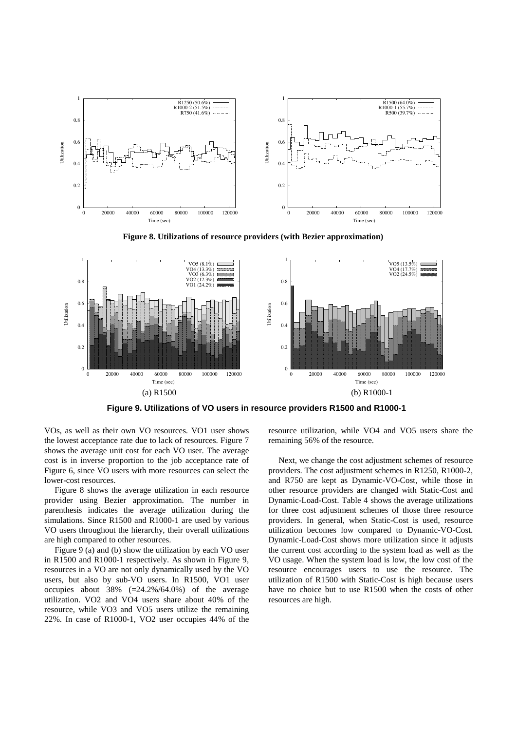**Figure 8. Utilizations of resource providers (with Bezier approximation)**

(a) R1500 (b) R1000-1

**Figure 9. Utilizations of VO users in resource providers R1500 and R1000-1**

VOs, as well as their own VO resources. VO1 user shows the lowest acceptance rate due to lack of resources. Figure 7 shows the average unit cost for each VO user. The average cost is in inverse proportion to the job acceptance rate of Figure 6, since VO users with more resources can select the lower-cost resources.

Figure 8 shows the average utilization in each resource provider using Bezier approximation. The number in parenthesis indicates the average utilization during the simulations. Since R1500 and R1000-1 are used by various VO users throughout the hierarchy, their overall utilizations are high compared to other resources.

Figure 9 (a) and (b) show the utilization by each VO user in R1500 and R1000-1 respectively. As shown in Figure 9, resources in a VO are not only dynamically used by the VO users, but also by sub-VO users. In R1500, VO1 user occupies about 38% (=24.2%/64.0%) of the average utilization. VO2 and VO4 users share about 40% of the resource, while VO3 and VO5 users utilize the remaining 22%. In case of R1000-1, VO2 user occupies 44% of the resource utilization, while VO4 and VO5 users share the remaining 56% of the resource.

Next, we change the cost adjustment schemes of resource providers. The cost adjustment schemes in R1250, R1000-2, and R750 are kept as Dynamic-VO-Cost, while those in other resource providers are changed with Static-Cost and Dynamic-Load-Cost. Table 4 shows the average utilizations for three cost adjustment schemes of those three resource providers. In general, when Static-Cost is used, resource utilization becomes low compared to Dynamic-VO-Cost. Dynamic-Load-Cost shows more utilization since it adjusts the current cost according to the system load as well as the VO usage. When the system load is low, the low cost of the resource encourages users to use the resource. The utilization of R1500 with Static-Cost is high because users have no choice but to use R1500 when the costs of other resources are high.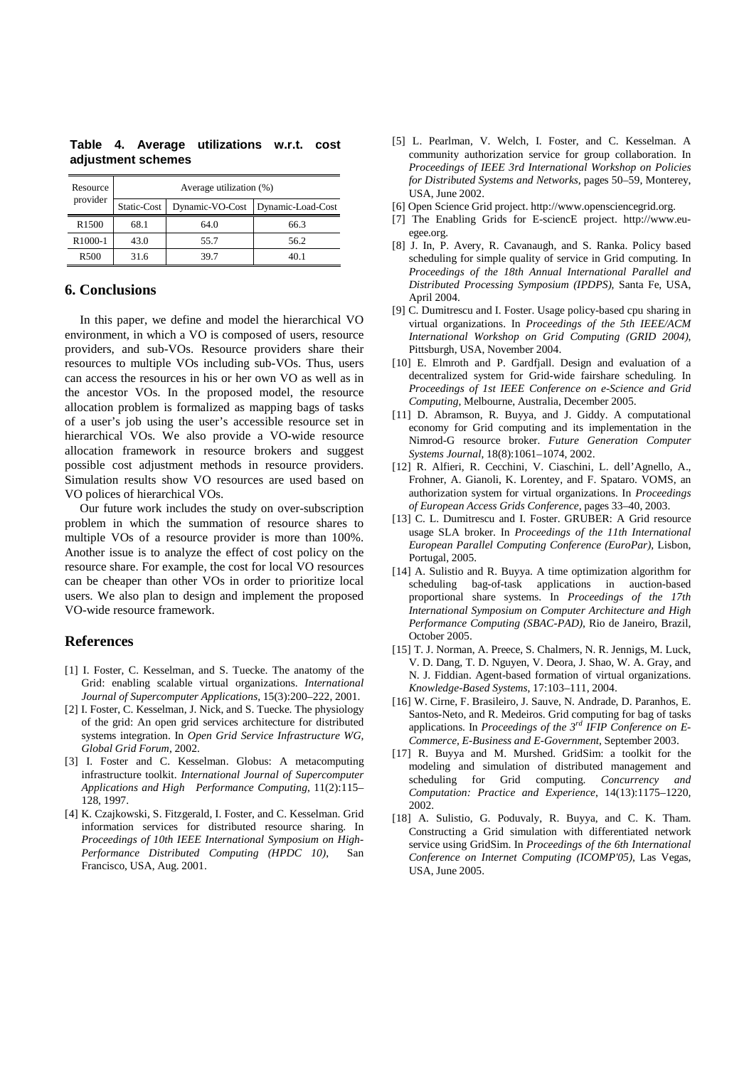**Table 4. Average utilizations w.r.t. cost adjustment schemes**

| Resource provider | Average utilization (%) | | |
|---|---|---|---|
| | Static-Cost | Dynamic-VO-Cost | Dynamic-Load-Cost |
| R1500 | 68.1 | 64.0 | 66.3 |
| R1000-1 | 43.0 | 55.7 | 56.2 |
| R500 | 31.6 | 39.7 | 40.1 |

## 6. Conclusions

In this paper, we define and model the hierarchical VO environment, in which a VO is composed of users, resource providers, and sub-VOs. Resource providers share their resources to multiple VOs including sub-VOs. Thus, users can access the resources in his or her own VO as well as in the ancestor VOs. In the proposed model, the resource allocation problem is formalized as mapping bags of tasks of a user's job using the user's accessible resource set in hierarchical VOs. We also provide a VO-wide resource allocation framework in resource brokers and suggest possible cost adjustment methods in resource providers. Simulation results show VO resources are used based on VO polices of hierarchical VOs.

Our future work includes the study on over-subscription problem in which the summation of resource shares to multiple VOs of a resource provider is more than 100%. Another issue is to analyze the effect of cost policy on the resource share. For example, the cost for local VO resources can be cheaper than other VOs in order to prioritize local users. We also plan to design and implement the proposed VO-wide resource framework.

## References

[1] I. Foster, C. Kesselman, and S. Tuecke. The anatomy of the Grid: enabling scalable virtual organizations. *International Journal of Supercomputer Applications*, 15(3):200–222, 2001.

[2] I. Foster, C. Kesselman, J. Nick, and S. Tuecke. The physiology of the grid: An open grid services architecture for distributed systems integration. In *Open Grid Service Infrastructure WG, Global Grid Forum*, 2002.

[3] I. Foster and C. Kesselman. Globus: A metacomputing infrastructure toolkit. *International Journal of Supercomputer Applications and High Performance Computing*, 11(2):115–128, 1997.

[4] K. Czajkowski, S. Fitzgerald, I. Foster, and C. Kesselman. Grid information services for distributed resource sharing. In *Proceedings of 10th IEEE International Symposium on High-Performance Distributed Computing (HPDC 10)*, San Francisco, USA, Aug. 2001.

[5] L. Pearlman, V. Welch, I. Foster, and C. Kesselman. A community authorization service for group collaboration. In *Proceedings of IEEE 3rd International Workshop on Policies for Distributed Systems and Networks*, pages 50–59, Monterey, USA, June 2002.

[6] Open Science Grid project. http://www.opensciencegrid.org.

[7] The Enabling Grids for E-sciencE project. http://www.eu-egee.org.

[8] J. In, P. Avery, R. Cavanaugh, and S. Ranka. Policy based scheduling for simple quality of service in Grid computing. In *Proceedings of the 18th Annual International Parallel and Distributed Processing Symposium (IPDPS)*, Santa Fe, USA, April 2004.

[9] C. Dumitrescu and I. Foster. Usage policy-based cpu sharing in virtual organizations. In *Proceedings of the 5th IEEE/ACM International Workshop on Grid Computing (GRID 2004)*, Pittsburgh, USA, November 2004.

[10] E. Elmroth and P. Gardfjall. Design and evaluation of a decentralized system for Grid-wide fairshare scheduling. In *Proceedings of 1st IEEE Conference on e-Science and Grid Computing*, Melbourne, Australia, December 2005.

[11] D. Abramson, R. Buyya, and J. Giddy. A computational economy for Grid computing and its implementation in the Nimrod-G resource broker. *Future Generation Computer Systems Journal*, 18(8):1061–1074, 2002.

[12] R. Alfieri, R. Cecchini, V. Ciaschini, L. dell'Agnello, A., Frohner, A. Gianoli, K. Lorentey, and F. Spataro. VOMS, an authorization system for virtual organizations. In *Proceedings of European Access Grids Conference*, pages 33–40, 2003.

[13] C. L. Dumitrescu and I. Foster. GRUBER: A Grid resource usage SLA broker. In *Proceedings of the 11th International European Parallel Computing Conference (EuroPar)*, Lisbon, Portugal, 2005.

[14] A. Sulistio and R. Buyya. A time optimization algorithm for scheduling bag-of-task applications in auction-based proportional share systems. In *Proceedings of the 17th International Symposium on Computer Architecture and High Performance Computing (SBAC-PAD)*, Rio de Janeiro, Brazil, October 2005.

[15] T. J. Norman, A. Preece, S. Chalmers, N. R. Jennigs, M. Luck, V. D. Dang, T. D. Nguyen, V. Deora, J. Shao, W. A. Gray, and N. J. Fiddian. Agent-based formation of virtual organizations. *Knowledge-Based Systems*, 17:103–111, 2004.

[16] W. Cirne, F. Brasileiro, J. Sauve, N. Andrade, D. Paranhos, E. Santos-Neto, and R. Medeiros. Grid computing for bag of tasks applications. In *Proceedings of the 3rd IFIP Conference on E-Commerce, E-Business and E-Government*, September 2003.

[17] R. Buyya and M. Murshed. GridSim: a toolkit for the modeling and simulation of distributed management and scheduling for Grid computing. *Concurrency and Computation: Practice and Experience*, 14(13):1175–1220, 2002.

[18] A. Sulistio, G. Poduvaly, R. Buyya, and C. K. Tham. Constructing a Grid simulation with differentiated network service using GridSim. In *Proceedings of the 6th International Conference on Internet Computing (ICOMP'05)*, Las Vegas, USA, June 2005.